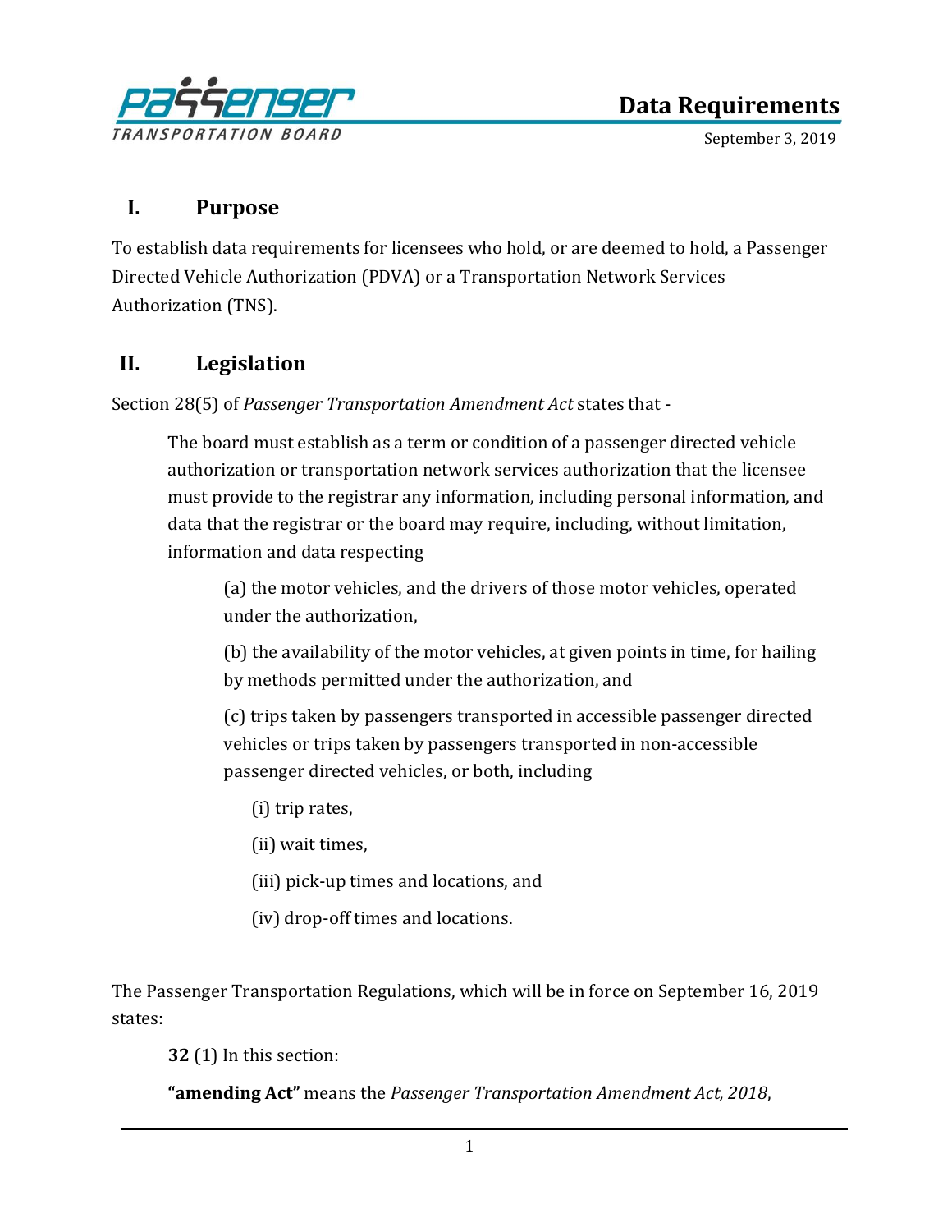# Data Requirements

September 3, 2019

## I. Purpose

To establish data requirements for licensees who hold, or are deemed to hold, a Passenger Directed Vehicle Authorization (PDVA) or a Transportation Network Services Authorization (TNS).

## II. Legislation

Section 28(5) of *Passenger Transportation Amendment Act* states that -

> The board must establish as a term or condition of a passenger directed vehicle authorization or transportation network services authorization that the licensee must provide to the registrar any information, including personal information, and data that the registrar or the board may require, including, without limitation, information and data respecting
>
> (a) the motor vehicles, and the drivers of those motor vehicles, operated under the authorization,
>
> (b) the availability of the motor vehicles, at given points in time, for hailing by methods permitted under the authorization, and
>
> (c) trips taken by passengers transported in accessible passenger directed vehicles or trips taken by passengers transported in non-accessible passenger directed vehicles, or both, including
>
> (i) trip rates,
>
> (ii) wait times,
>
> (iii) pick-up times and locations, and
>
> (iv) drop-off times and locations.

The Passenger Transportation Regulations, which will be in force on September 16, 2019 states:

> **32** (1) In this section:
>
> **"amending Act"** means the *Passenger Transportation Amendment Act, 2018*,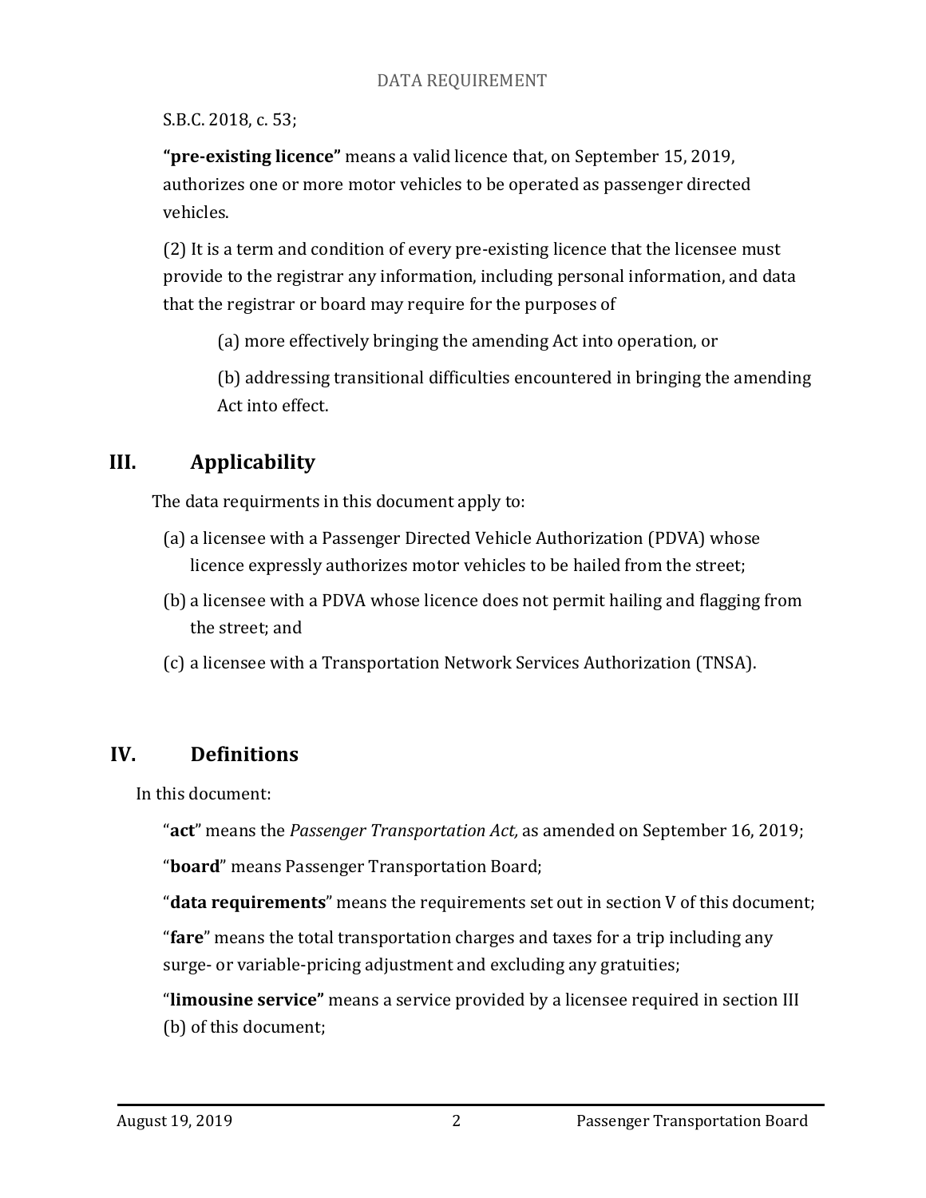S.B.C. 2018, c. 53;

**"pre-existing licence"** means a valid licence that, on September 15, 2019, authorizes one or more motor vehicles to be operated as passenger directed vehicles.

(2) It is a term and condition of every pre-existing licence that the licensee must provide to the registrar any information, including personal information, and data that the registrar or board may require for the purposes of

(a) more effectively bringing the amending Act into operation, or

(b) addressing transitional difficulties encountered in bringing the amending Act into effect.

## III. Applicability

The data requirments in this document apply to:

(a) a licensee with a Passenger Directed Vehicle Authorization (PDVA) whose licence expressly authorizes motor vehicles to be hailed from the street;

(b) a licensee with a PDVA whose licence does not permit hailing and flagging from the street; and

(c) a licensee with a Transportation Network Services Authorization (TNSA).

## IV. Definitions

In this document:

"**act**" means the *Passenger Transportation Act,* as amended on September 16, 2019;

"**board**" means Passenger Transportation Board;

"**data requirements**" means the requirements set out in section V of this document;

"**fare**" means the total transportation charges and taxes for a trip including any surge- or variable-pricing adjustment and excluding any gratuities;

"**limousine service"** means a service provided by a licensee required in section III (b) of this document;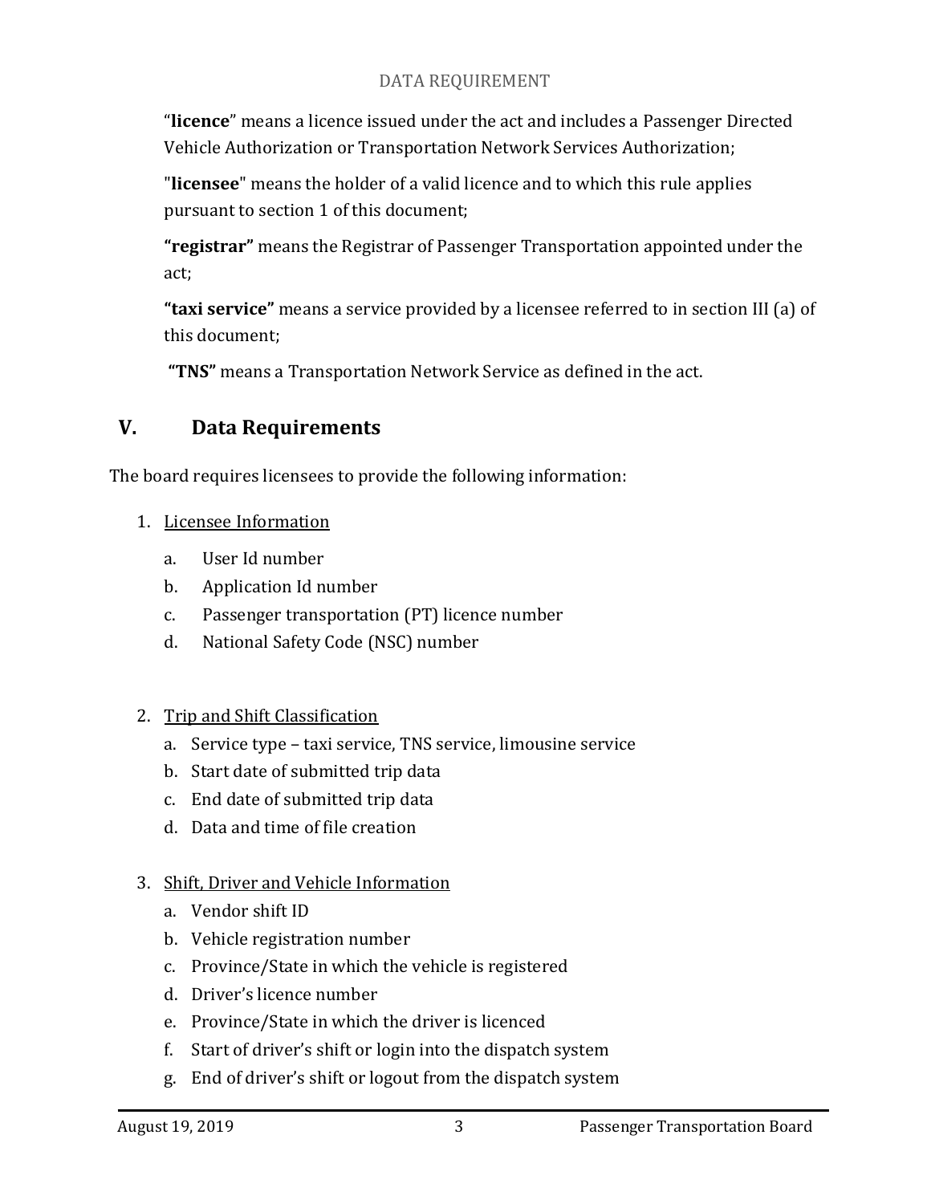"**licence**" means a licence issued under the act and includes a Passenger Directed Vehicle Authorization or Transportation Network Services Authorization;

"**licensee**" means the holder of a valid licence and to which this rule applies pursuant to section 1 of this document;

**"registrar"** means the Registrar of Passenger Transportation appointed under the act;

**"taxi service"** means a service provided by a licensee referred to in section III (a) of this document;

**"TNS"** means a Transportation Network Service as defined in the act.

## V. Data Requirements

The board requires licensees to provide the following information:

1. Licensee Information
   a. User Id number
   b. Application Id number
   c. Passenger transportation (PT) licence number
   d. National Safety Code (NSC) number

2. Trip and Shift Classification
   a. Service type – taxi service, TNS service, limousine service
   b. Start date of submitted trip data
   c. End date of submitted trip data
   d. Data and time of file creation

3. Shift, Driver and Vehicle Information
   a. Vendor shift ID
   b. Vehicle registration number
   c. Province/State in which the vehicle is registered
   d. Driver's licence number
   e. Province/State in which the driver is licenced
   f. Start of driver's shift or login into the dispatch system
   g. End of driver's shift or logout from the dispatch system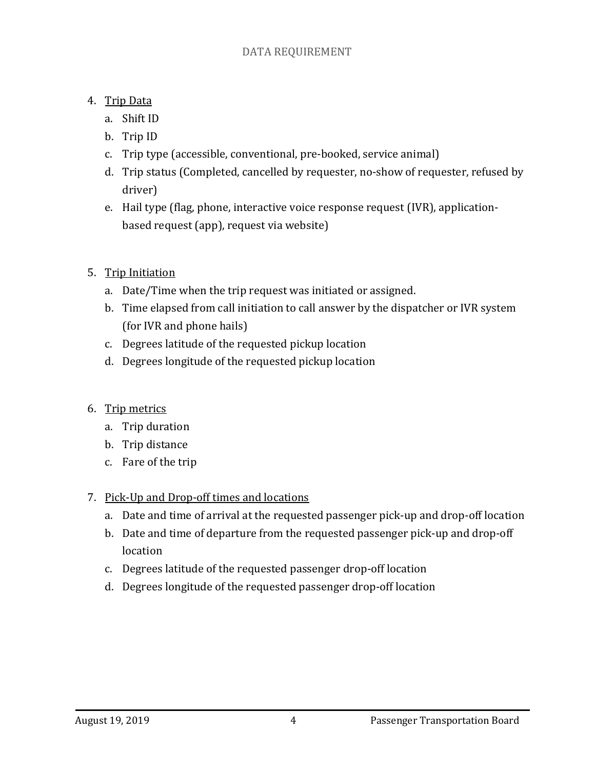4. Trip Data
   a. Shift ID
   b. Trip ID
   c. Trip type (accessible, conventional, pre-booked, service animal)
   d. Trip status (Completed, cancelled by requester, no-show of requester, refused by driver)
   e. Hail type (flag, phone, interactive voice response request (IVR), application-based request (app), request via website)

5. Trip Initiation
   a. Date/Time when the trip request was initiated or assigned.
   b. Time elapsed from call initiation to call answer by the dispatcher or IVR system (for IVR and phone hails)
   c. Degrees latitude of the requested pickup location
   d. Degrees longitude of the requested pickup location

6. Trip metrics
   a. Trip duration
   b. Trip distance
   c. Fare of the trip

7. Pick-Up and Drop-off times and locations
   a. Date and time of arrival at the requested passenger pick-up and drop-off location
   b. Date and time of departure from the requested passenger pick-up and drop-off location
   c. Degrees latitude of the requested passenger drop-off location
   d. Degrees longitude of the requested passenger drop-off location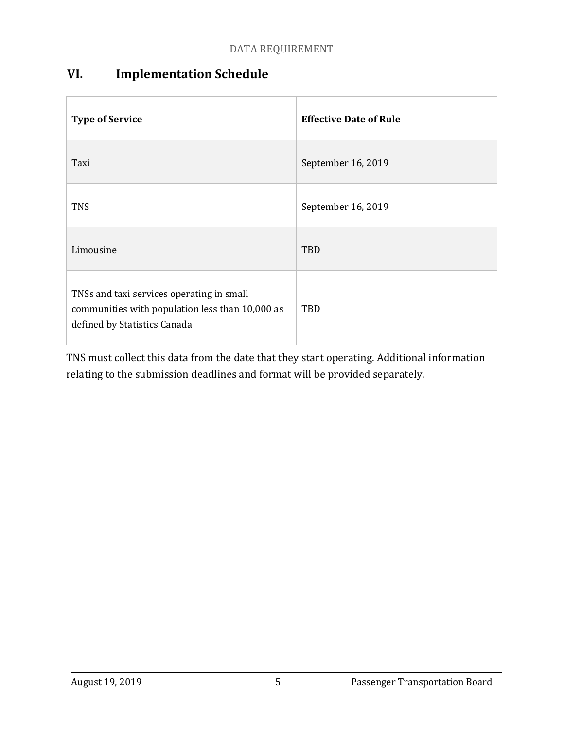## VI. Implementation Schedule

| Type of Service | Effective Date of Rule |
|---|---|
| Taxi | September 16, 2019 |
| TNS | September 16, 2019 |
| Limousine | TBD |
| TNSs and taxi services operating in small communities with population less than 10,000 as defined by Statistics Canada | TBD |

TNS must collect this data from the date that they start operating. Additional information relating to the submission deadlines and format will be provided separately.